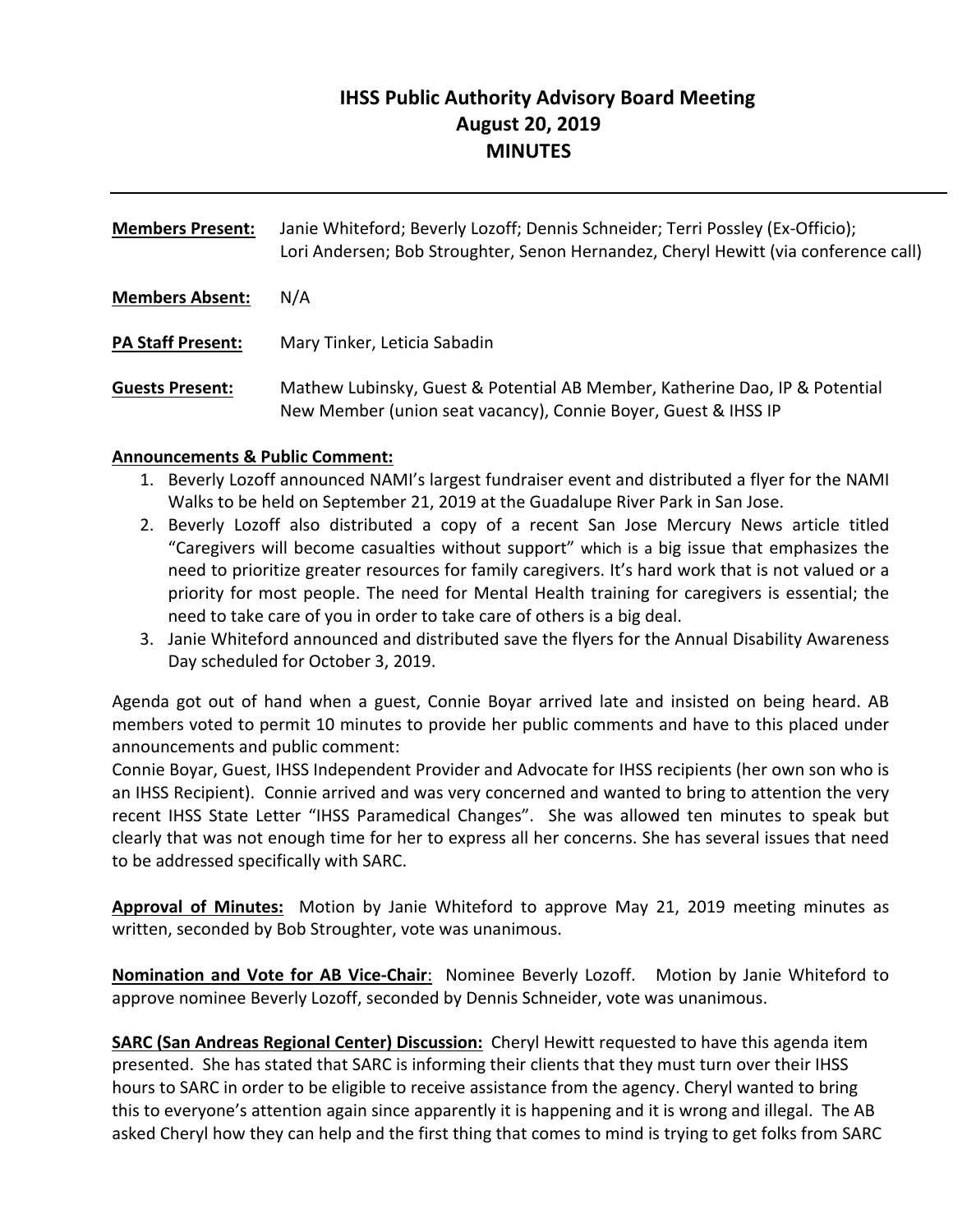# IHSS Public Authority Advisory Board Meeting
## August 20, 2019
## MINUTES

---

**Members Present:** Janie Whiteford; Beverly Lozoff; Dennis Schneider; Terri Possley (Ex-Officio); Lori Andersen; Bob Stroughter, Senon Hernandez, Cheryl Hewitt (via conference call)

**Members Absent:** N/A

**PA Staff Present:** Mary Tinker, Leticia Sabadin

**Guests Present:** Mathew Lubinsky, Guest & Potential AB Member, Katherine Dao, IP & Potential New Member (union seat vacancy), Connie Boyer, Guest & IHSS IP

**Announcements & Public Comment:**

1. Beverly Lozoff announced NAMI's largest fundraiser event and distributed a flyer for the NAMI Walks to be held on September 21, 2019 at the Guadalupe River Park in San Jose.
2. Beverly Lozoff also distributed a copy of a recent San Jose Mercury News article titled "Caregivers will become casualties without support" which is a big issue that emphasizes the need to prioritize greater resources for family caregivers. It's hard work that is not valued or a priority for most people. The need for Mental Health training for caregivers is essential; the need to take care of you in order to take care of others is a big deal.
3. Janie Whiteford announced and distributed save the flyers for the Annual Disability Awareness Day scheduled for October 3, 2019.

Agenda got out of hand when a guest, Connie Boyar arrived late and insisted on being heard. AB members voted to permit 10 minutes to provide her public comments and have to this placed under announcements and public comment:

Connie Boyar, Guest, IHSS Independent Provider and Advocate for IHSS recipients (her own son who is an IHSS Recipient). Connie arrived and was very concerned and wanted to bring to attention the very recent IHSS State Letter "IHSS Paramedical Changes". She was allowed ten minutes to speak but clearly that was not enough time for her to express all her concerns. She has several issues that need to be addressed specifically with SARC.

**Approval of Minutes:** Motion by Janie Whiteford to approve May 21, 2019 meeting minutes as written, seconded by Bob Stroughter, vote was unanimous.

**Nomination and Vote for AB Vice-Chair**: Nominee Beverly Lozoff. Motion by Janie Whiteford to approve nominee Beverly Lozoff, seconded by Dennis Schneider, vote was unanimous.

**SARC (San Andreas Regional Center) Discussion:** Cheryl Hewitt requested to have this agenda item presented. She has stated that SARC is informing their clients that they must turn over their IHSS hours to SARC in order to be eligible to receive assistance from the agency. Cheryl wanted to bring this to everyone's attention again since apparently it is happening and it is wrong and illegal. The AB asked Cheryl how they can help and the first thing that comes to mind is trying to get folks from SARC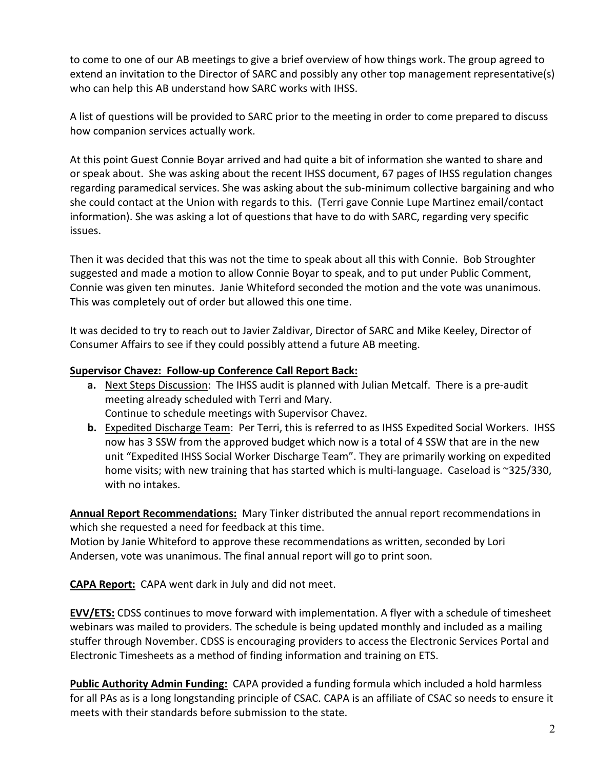to come to one of our AB meetings to give a brief overview of how things work. The group agreed to extend an invitation to the Director of SARC and possibly any other top management representative(s) who can help this AB understand how SARC works with IHSS.

A list of questions will be provided to SARC prior to the meeting in order to come prepared to discuss how companion services actually work.

At this point Guest Connie Boyar arrived and had quite a bit of information she wanted to share and or speak about. She was asking about the recent IHSS document, 67 pages of IHSS regulation changes regarding paramedical services. She was asking about the sub-minimum collective bargaining and who she could contact at the Union with regards to this. (Terri gave Connie Lupe Martinez email/contact information). She was asking a lot of questions that have to do with SARC, regarding very specific issues.

Then it was decided that this was not the time to speak about all this with Connie. Bob Stroughter suggested and made a motion to allow Connie Boyar to speak, and to put under Public Comment, Connie was given ten minutes. Janie Whiteford seconded the motion and the vote was unanimous. This was completely out of order but allowed this one time.

It was decided to try to reach out to Javier Zaldivar, Director of SARC and Mike Keeley, Director of Consumer Affairs to see if they could possibly attend a future AB meeting.

**Supervisor Chavez: Follow-up Conference Call Report Back:**

**a.** Next Steps Discussion: The IHSS audit is planned with Julian Metcalf. There is a pre-audit meeting already scheduled with Terri and Mary.
Continue to schedule meetings with Supervisor Chavez.

**b.** Expedited Discharge Team: Per Terri, this is referred to as IHSS Expedited Social Workers. IHSS now has 3 SSW from the approved budget which now is a total of 4 SSW that are in the new unit "Expedited IHSS Social Worker Discharge Team". They are primarily working on expedited home visits; with new training that has started which is multi-language. Caseload is ~325/330, with no intakes.

**Annual Report Recommendations:** Mary Tinker distributed the annual report recommendations in which she requested a need for feedback at this time.
Motion by Janie Whiteford to approve these recommendations as written, seconded by Lori Andersen, vote was unanimous. The final annual report will go to print soon.

**CAPA Report:** CAPA went dark in July and did not meet.

**EVV/ETS:** CDSS continues to move forward with implementation. A flyer with a schedule of timesheet webinars was mailed to providers. The schedule is being updated monthly and included as a mailing stuffer through November. CDSS is encouraging providers to access the Electronic Services Portal and Electronic Timesheets as a method of finding information and training on ETS.

**Public Authority Admin Funding:** CAPA provided a funding formula which included a hold harmless for all PAs as is a long longstanding principle of CSAC. CAPA is an affiliate of CSAC so needs to ensure it meets with their standards before submission to the state.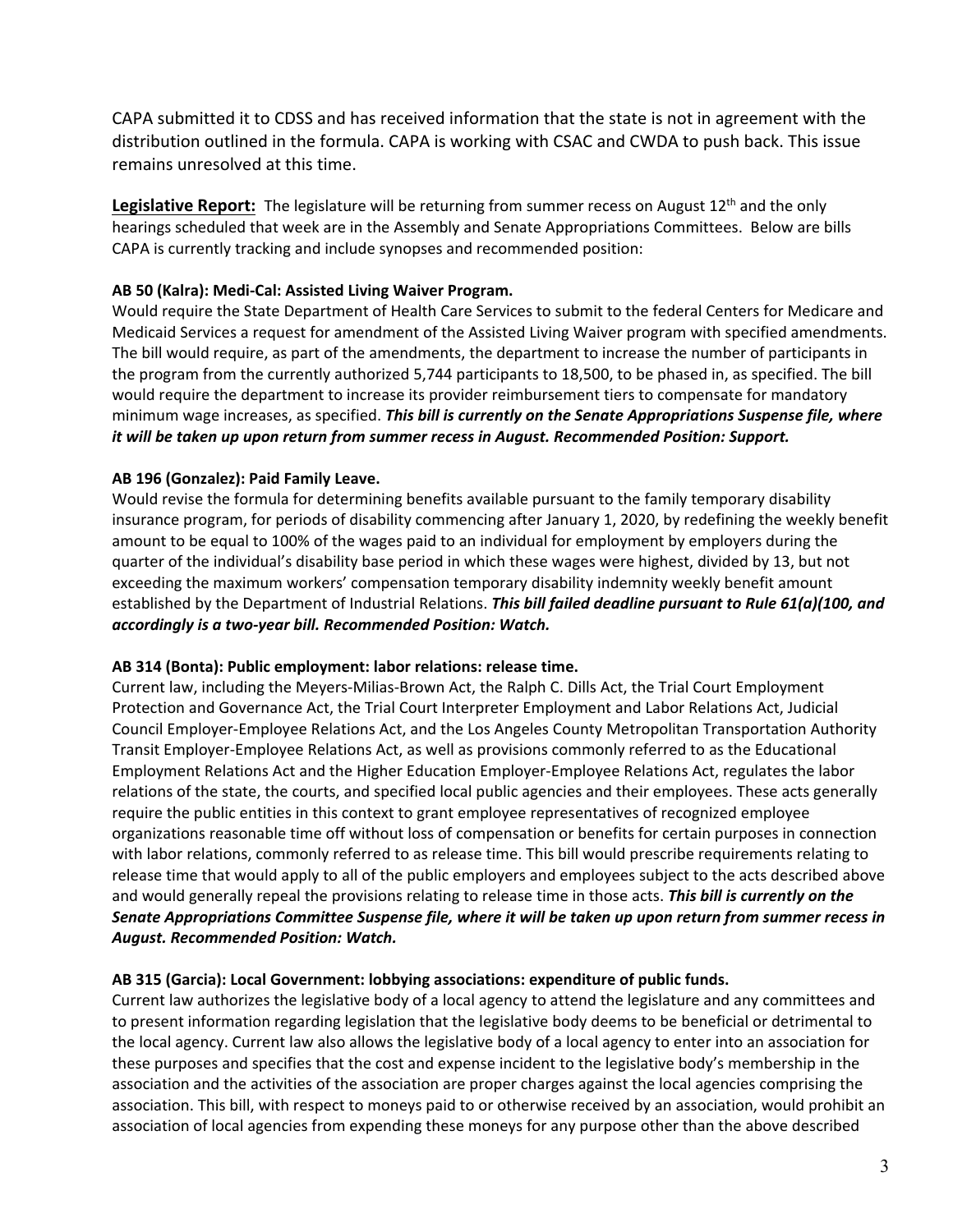CAPA submitted it to CDSS and has received information that the state is not in agreement with the distribution outlined in the formula. CAPA is working with CSAC and CWDA to push back. This issue remains unresolved at this time.

**Legislative Report:** The legislature will be returning from summer recess on August 12th and the only hearings scheduled that week are in the Assembly and Senate Appropriations Committees. Below are bills CAPA is currently tracking and include synopses and recommended position:

**AB 50 (Kalra): Medi-Cal: Assisted Living Waiver Program.**

Would require the State Department of Health Care Services to submit to the federal Centers for Medicare and Medicaid Services a request for amendment of the Assisted Living Waiver program with specified amendments. The bill would require, as part of the amendments, the department to increase the number of participants in the program from the currently authorized 5,744 participants to 18,500, to be phased in, as specified. The bill would require the department to increase its provider reimbursement tiers to compensate for mandatory minimum wage increases, as specified. ***This bill is currently on the Senate Appropriations Suspense file, where it will be taken up upon return from summer recess in August. Recommended Position: Support.***

**AB 196 (Gonzalez): Paid Family Leave.**

Would revise the formula for determining benefits available pursuant to the family temporary disability insurance program, for periods of disability commencing after January 1, 2020, by redefining the weekly benefit amount to be equal to 100% of the wages paid to an individual for employment by employers during the quarter of the individual's disability base period in which these wages were highest, divided by 13, but not exceeding the maximum workers' compensation temporary disability indemnity weekly benefit amount established by the Department of Industrial Relations. ***This bill failed deadline pursuant to Rule 61(a)(100, and accordingly is a two-year bill. Recommended Position: Watch.***

**AB 314 (Bonta): Public employment: labor relations: release time.**

Current law, including the Meyers-Milias-Brown Act, the Ralph C. Dills Act, the Trial Court Employment Protection and Governance Act, the Trial Court Interpreter Employment and Labor Relations Act, Judicial Council Employer-Employee Relations Act, and the Los Angeles County Metropolitan Transportation Authority Transit Employer-Employee Relations Act, as well as provisions commonly referred to as the Educational Employment Relations Act and the Higher Education Employer-Employee Relations Act, regulates the labor relations of the state, the courts, and specified local public agencies and their employees. These acts generally require the public entities in this context to grant employee representatives of recognized employee organizations reasonable time off without loss of compensation or benefits for certain purposes in connection with labor relations, commonly referred to as release time. This bill would prescribe requirements relating to release time that would apply to all of the public employers and employees subject to the acts described above and would generally repeal the provisions relating to release time in those acts. ***This bill is currently on the Senate Appropriations Committee Suspense file, where it will be taken up upon return from summer recess in August. Recommended Position: Watch.***

**AB 315 (Garcia): Local Government: lobbying associations: expenditure of public funds.**

Current law authorizes the legislative body of a local agency to attend the legislature and any committees and to present information regarding legislation that the legislative body deems to be beneficial or detrimental to the local agency. Current law also allows the legislative body of a local agency to enter into an association for these purposes and specifies that the cost and expense incident to the legislative body's membership in the association and the activities of the association are proper charges against the local agencies comprising the association. This bill, with respect to moneys paid to or otherwise received by an association, would prohibit an association of local agencies from expending these moneys for any purpose other than the above described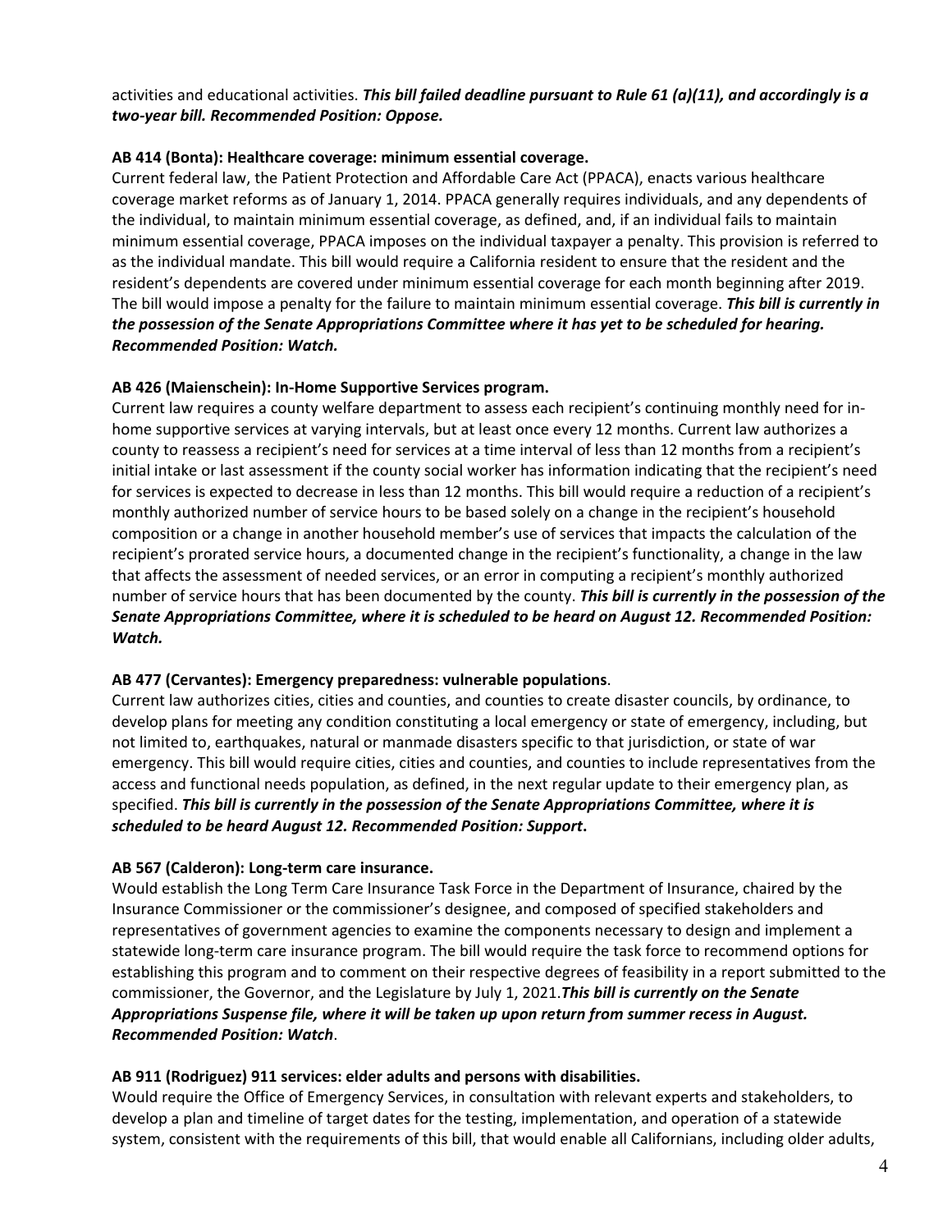activities and educational activities. ***This bill failed deadline pursuant to Rule 61 (a)(11), and accordingly is a two-year bill. Recommended Position: Oppose.***

**AB 414 (Bonta): Healthcare coverage: minimum essential coverage.**
Current federal law, the Patient Protection and Affordable Care Act (PPACA), enacts various healthcare coverage market reforms as of January 1, 2014. PPACA generally requires individuals, and any dependents of the individual, to maintain minimum essential coverage, as defined, and, if an individual fails to maintain minimum essential coverage, PPACA imposes on the individual taxpayer a penalty. This provision is referred to as the individual mandate. This bill would require a California resident to ensure that the resident and the resident's dependents are covered under minimum essential coverage for each month beginning after 2019. The bill would impose a penalty for the failure to maintain minimum essential coverage. ***This bill is currently in the possession of the Senate Appropriations Committee where it has yet to be scheduled for hearing. Recommended Position: Watch.***

**AB 426 (Maienschein): In-Home Supportive Services program.**
Current law requires a county welfare department to assess each recipient's continuing monthly need for in-home supportive services at varying intervals, but at least once every 12 months. Current law authorizes a county to reassess a recipient's need for services at a time interval of less than 12 months from a recipient's initial intake or last assessment if the county social worker has information indicating that the recipient's need for services is expected to decrease in less than 12 months. This bill would require a reduction of a recipient's monthly authorized number of service hours to be based solely on a change in the recipient's household composition or a change in another household member's use of services that impacts the calculation of the recipient's prorated service hours, a documented change in the recipient's functionality, a change in the law that affects the assessment of needed services, or an error in computing a recipient's monthly authorized number of service hours that has been documented by the county. ***This bill is currently in the possession of the Senate Appropriations Committee, where it is scheduled to be heard on August 12. Recommended Position: Watch.***

**AB 477 (Cervantes): Emergency preparedness: vulnerable populations**.
Current law authorizes cities, cities and counties, and counties to create disaster councils, by ordinance, to develop plans for meeting any condition constituting a local emergency or state of emergency, including, but not limited to, earthquakes, natural or manmade disasters specific to that jurisdiction, or state of war emergency. This bill would require cities, cities and counties, and counties to include representatives from the access and functional needs population, as defined, in the next regular update to their emergency plan, as specified. ***This bill is currently in the possession of the Senate Appropriations Committee, where it is scheduled to be heard August 12. Recommended Position: Support*****.**

**AB 567 (Calderon): Long-term care insurance.**
Would establish the Long Term Care Insurance Task Force in the Department of Insurance, chaired by the Insurance Commissioner or the commissioner's designee, and composed of specified stakeholders and representatives of government agencies to examine the components necessary to design and implement a statewide long-term care insurance program. The bill would require the task force to recommend options for establishing this program and to comment on their respective degrees of feasibility in a report submitted to the commissioner, the Governor, and the Legislature by July 1, 2021.***This bill is currently on the Senate Appropriations Suspense file, where it will be taken up upon return from summer recess in August. Recommended Position: Watch***.

**AB 911 (Rodriguez) 911 services: elder adults and persons with disabilities.**
Would require the Office of Emergency Services, in consultation with relevant experts and stakeholders, to develop a plan and timeline of target dates for the testing, implementation, and operation of a statewide system, consistent with the requirements of this bill, that would enable all Californians, including older adults,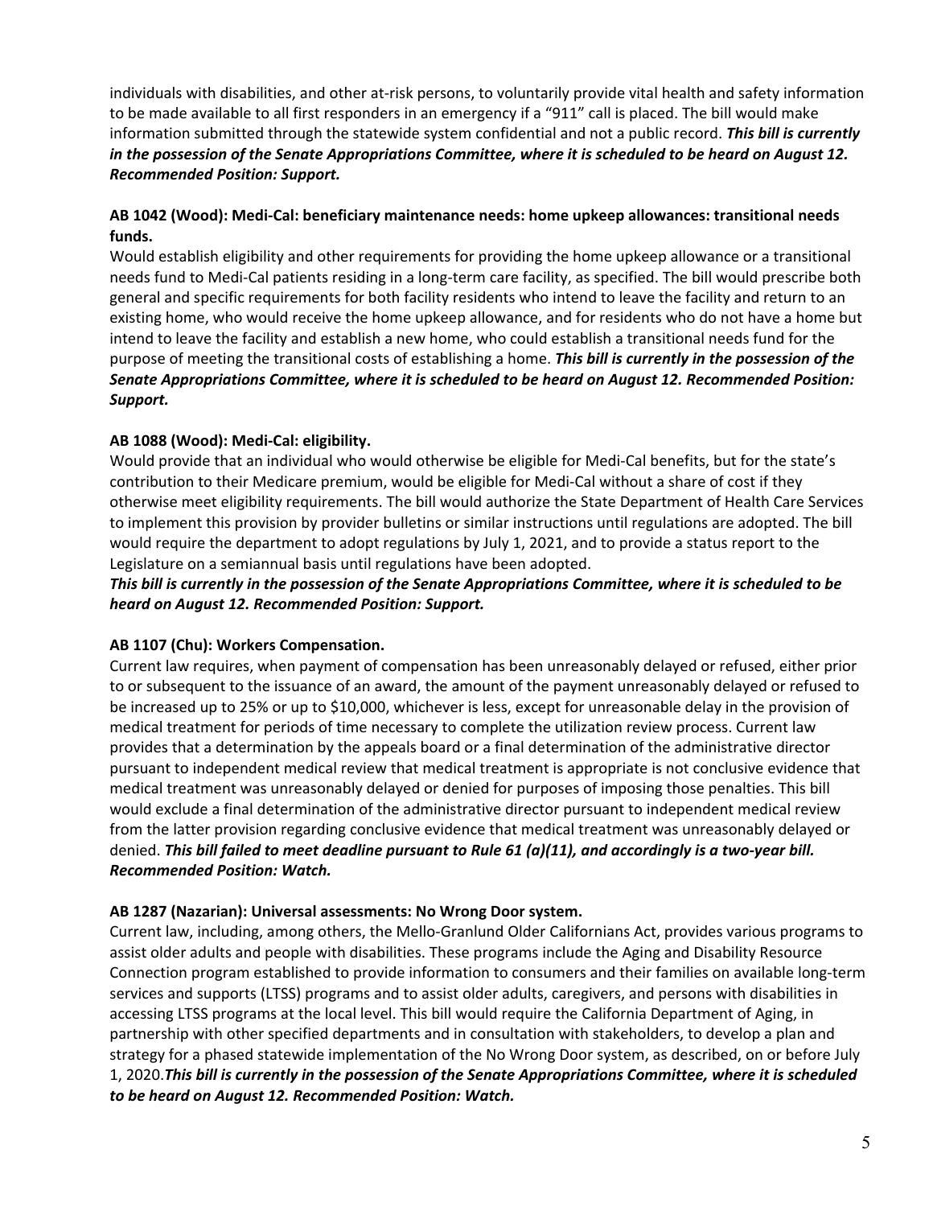individuals with disabilities, and other at-risk persons, to voluntarily provide vital health and safety information to be made available to all first responders in an emergency if a "911" call is placed. The bill would make information submitted through the statewide system confidential and not a public record. ***This bill is currently in the possession of the Senate Appropriations Committee, where it is scheduled to be heard on August 12. Recommended Position: Support.***

**AB 1042 (Wood): Medi-Cal: beneficiary maintenance needs: home upkeep allowances: transitional needs funds.**

Would establish eligibility and other requirements for providing the home upkeep allowance or a transitional needs fund to Medi-Cal patients residing in a long-term care facility, as specified. The bill would prescribe both general and specific requirements for both facility residents who intend to leave the facility and return to an existing home, who would receive the home upkeep allowance, and for residents who do not have a home but intend to leave the facility and establish a new home, who could establish a transitional needs fund for the purpose of meeting the transitional costs of establishing a home. ***This bill is currently in the possession of the Senate Appropriations Committee, where it is scheduled to be heard on August 12. Recommended Position: Support.***

**AB 1088 (Wood): Medi-Cal: eligibility.**

Would provide that an individual who would otherwise be eligible for Medi-Cal benefits, but for the state's contribution to their Medicare premium, would be eligible for Medi-Cal without a share of cost if they otherwise meet eligibility requirements. The bill would authorize the State Department of Health Care Services to implement this provision by provider bulletins or similar instructions until regulations are adopted. The bill would require the department to adopt regulations by July 1, 2021, and to provide a status report to the Legislature on a semiannual basis until regulations have been adopted.

***This bill is currently in the possession of the Senate Appropriations Committee, where it is scheduled to be heard on August 12. Recommended Position: Support.***

**AB 1107 (Chu): Workers Compensation.**

Current law requires, when payment of compensation has been unreasonably delayed or refused, either prior to or subsequent to the issuance of an award, the amount of the payment unreasonably delayed or refused to be increased up to 25% or up to $10,000, whichever is less, except for unreasonable delay in the provision of medical treatment for periods of time necessary to complete the utilization review process. Current law provides that a determination by the appeals board or a final determination of the administrative director pursuant to independent medical review that medical treatment is appropriate is not conclusive evidence that medical treatment was unreasonably delayed or denied for purposes of imposing those penalties. This bill would exclude a final determination of the administrative director pursuant to independent medical review from the latter provision regarding conclusive evidence that medical treatment was unreasonably delayed or denied. ***This bill failed to meet deadline pursuant to Rule 61 (a)(11), and accordingly is a two-year bill. Recommended Position: Watch.***

**AB 1287 (Nazarian): Universal assessments: No Wrong Door system.**

Current law, including, among others, the Mello-Granlund Older Californians Act, provides various programs to assist older adults and people with disabilities. These programs include the Aging and Disability Resource Connection program established to provide information to consumers and their families on available long-term services and supports (LTSS) programs and to assist older adults, caregivers, and persons with disabilities in accessing LTSS programs at the local level. This bill would require the California Department of Aging, in partnership with other specified departments and in consultation with stakeholders, to develop a plan and strategy for a phased statewide implementation of the No Wrong Door system, as described, on or before July 1, 2020.***This bill is currently in the possession of the Senate Appropriations Committee, where it is scheduled to be heard on August 12. Recommended Position: Watch.***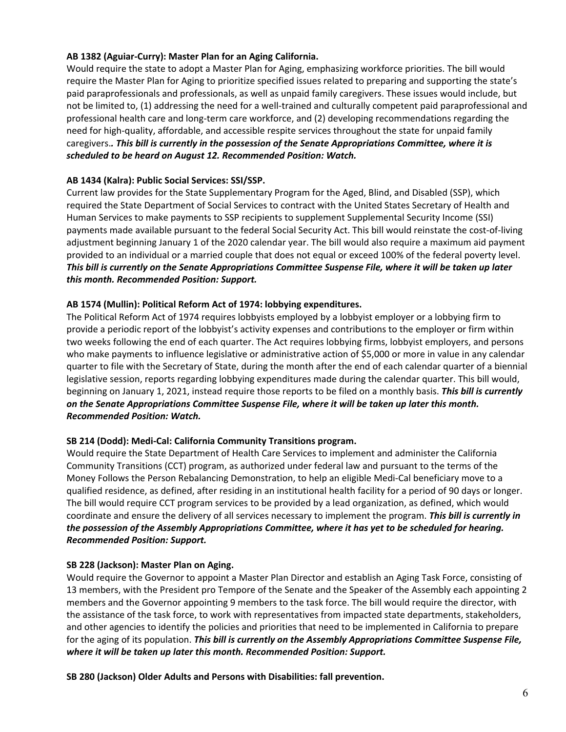**AB 1382 (Aguiar-Curry): Master Plan for an Aging California.**
Would require the state to adopt a Master Plan for Aging, emphasizing workforce priorities. The bill would require the Master Plan for Aging to prioritize specified issues related to preparing and supporting the state's paid paraprofessionals and professionals, as well as unpaid family caregivers. These issues would include, but not be limited to, (1) addressing the need for a well-trained and culturally competent paid paraprofessional and professional health care and long-term care workforce, and (2) developing recommendations regarding the need for high-quality, affordable, and accessible respite services throughout the state for unpaid family caregivers*.. **This bill is currently in the possession of the Senate Appropriations Committee, where it is scheduled to be heard on August 12. Recommended Position: Watch.***

**AB 1434 (Kalra): Public Social Services: SSI/SSP.**
Current law provides for the State Supplementary Program for the Aged, Blind, and Disabled (SSP), which required the State Department of Social Services to contract with the United States Secretary of Health and Human Services to make payments to SSP recipients to supplement Supplemental Security Income (SSI) payments made available pursuant to the federal Social Security Act. This bill would reinstate the cost-of-living adjustment beginning January 1 of the 2020 calendar year. The bill would also require a maximum aid payment provided to an individual or a married couple that does not equal or exceed 100% of the federal poverty level. ***This bill is currently on the Senate Appropriations Committee Suspense File, where it will be taken up later this month. Recommended Position: Support.***

**AB 1574 (Mullin): Political Reform Act of 1974: lobbying expenditures.**
The Political Reform Act of 1974 requires lobbyists employed by a lobbyist employer or a lobbying firm to provide a periodic report of the lobbyist's activity expenses and contributions to the employer or firm within two weeks following the end of each quarter. The Act requires lobbying firms, lobbyist employers, and persons who make payments to influence legislative or administrative action of $5,000 or more in value in any calendar quarter to file with the Secretary of State, during the month after the end of each calendar quarter of a biennial legislative session, reports regarding lobbying expenditures made during the calendar quarter. This bill would, beginning on January 1, 2021, instead require those reports to be filed on a monthly basis. ***This bill is currently on the Senate Appropriations Committee Suspense File, where it will be taken up later this month. Recommended Position: Watch.***

**SB 214 (Dodd): Medi-Cal: California Community Transitions program.**
Would require the State Department of Health Care Services to implement and administer the California Community Transitions (CCT) program, as authorized under federal law and pursuant to the terms of the Money Follows the Person Rebalancing Demonstration, to help an eligible Medi-Cal beneficiary move to a qualified residence, as defined, after residing in an institutional health facility for a period of 90 days or longer. The bill would require CCT program services to be provided by a lead organization, as defined, which would coordinate and ensure the delivery of all services necessary to implement the program. ***This bill is currently in the possession of the Assembly Appropriations Committee, where it has yet to be scheduled for hearing. Recommended Position: Support.***

**SB 228 (Jackson): Master Plan on Aging.**
Would require the Governor to appoint a Master Plan Director and establish an Aging Task Force, consisting of 13 members, with the President pro Tempore of the Senate and the Speaker of the Assembly each appointing 2 members and the Governor appointing 9 members to the task force. The bill would require the director, with the assistance of the task force, to work with representatives from impacted state departments, stakeholders, and other agencies to identify the policies and priorities that need to be implemented in California to prepare for the aging of its population. ***This bill is currently on the Assembly Appropriations Committee Suspense File, where it will be taken up later this month. Recommended Position: Support.***

**SB 280 (Jackson) Older Adults and Persons with Disabilities: fall prevention.**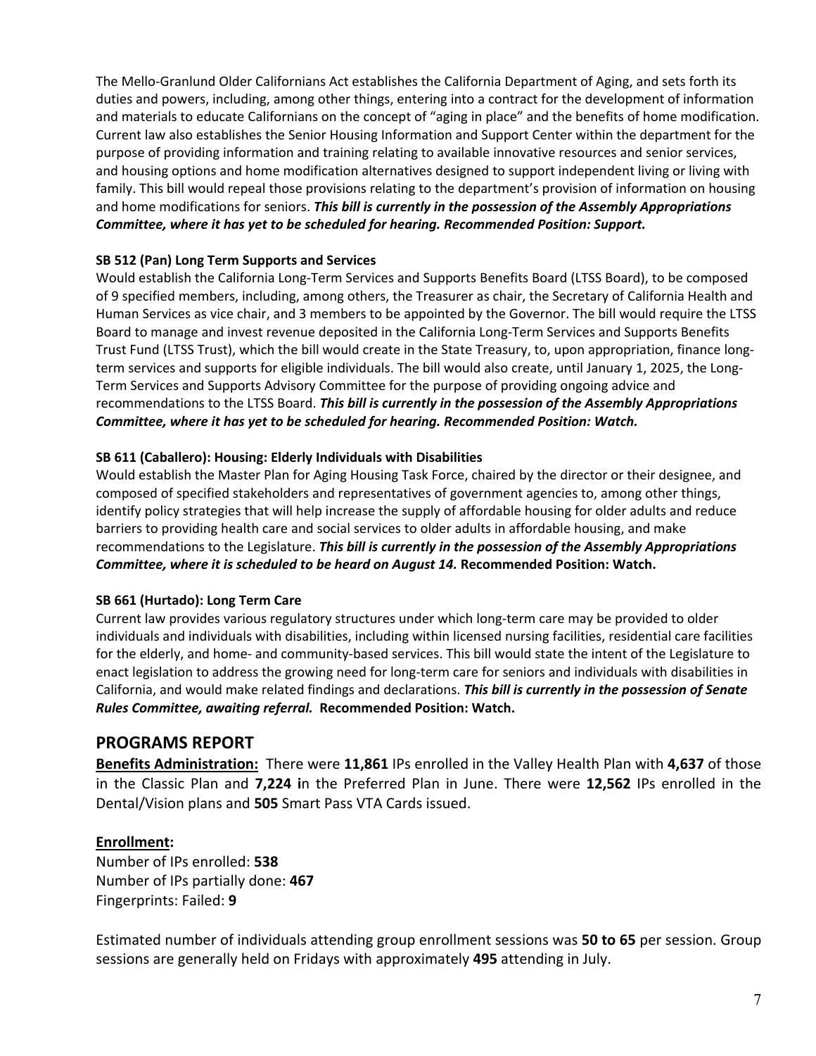The Mello-Granlund Older Californians Act establishes the California Department of Aging, and sets forth its duties and powers, including, among other things, entering into a contract for the development of information and materials to educate Californians on the concept of "aging in place" and the benefits of home modification. Current law also establishes the Senior Housing Information and Support Center within the department for the purpose of providing information and training relating to available innovative resources and senior services, and housing options and home modification alternatives designed to support independent living or living with family. This bill would repeal those provisions relating to the department's provision of information on housing and home modifications for seniors. ***This bill is currently in the possession of the Assembly Appropriations Committee, where it has yet to be scheduled for hearing. Recommended Position: Support.***

**SB 512 (Pan) Long Term Supports and Services**

Would establish the California Long-Term Services and Supports Benefits Board (LTSS Board), to be composed of 9 specified members, including, among others, the Treasurer as chair, the Secretary of California Health and Human Services as vice chair, and 3 members to be appointed by the Governor. The bill would require the LTSS Board to manage and invest revenue deposited in the California Long-Term Services and Supports Benefits Trust Fund (LTSS Trust), which the bill would create in the State Treasury, to, upon appropriation, finance long-term services and supports for eligible individuals. The bill would also create, until January 1, 2025, the Long-Term Services and Supports Advisory Committee for the purpose of providing ongoing advice and recommendations to the LTSS Board. ***This bill is currently in the possession of the Assembly Appropriations Committee, where it has yet to be scheduled for hearing. Recommended Position: Watch.***

**SB 611 (Caballero): Housing: Elderly Individuals with Disabilities**

Would establish the Master Plan for Aging Housing Task Force, chaired by the director or their designee, and composed of specified stakeholders and representatives of government agencies to, among other things, identify policy strategies that will help increase the supply of affordable housing for older adults and reduce barriers to providing health care and social services to older adults in affordable housing, and make recommendations to the Legislature. ***This bill is currently in the possession of the Assembly Appropriations Committee, where it is scheduled to be heard on August 14.*** **Recommended Position: Watch.**

**SB 661 (Hurtado): Long Term Care**

Current law provides various regulatory structures under which long-term care may be provided to older individuals and individuals with disabilities, including within licensed nursing facilities, residential care facilities for the elderly, and home- and community-based services. This bill would state the intent of the Legislature to enact legislation to address the growing need for long-term care for seniors and individuals with disabilities in California, and would make related findings and declarations. ***This bill is currently in the possession of Senate Rules Committee, awaiting referral.*** **Recommended Position: Watch.**

## PROGRAMS REPORT

**Benefits Administration:** There were **11,861** IPs enrolled in the Valley Health Plan with **4,637** of those in the Classic Plan and **7,224 i**n the Preferred Plan in June. There were **12,562** IPs enrolled in the Dental/Vision plans and **505** Smart Pass VTA Cards issued.

**Enrollment:**

Number of IPs enrolled: **538**  
Number of IPs partially done: **467**  
Fingerprints: Failed: **9**

Estimated number of individuals attending group enrollment sessions was **50 to 65** per session. Group sessions are generally held on Fridays with approximately **495** attending in July.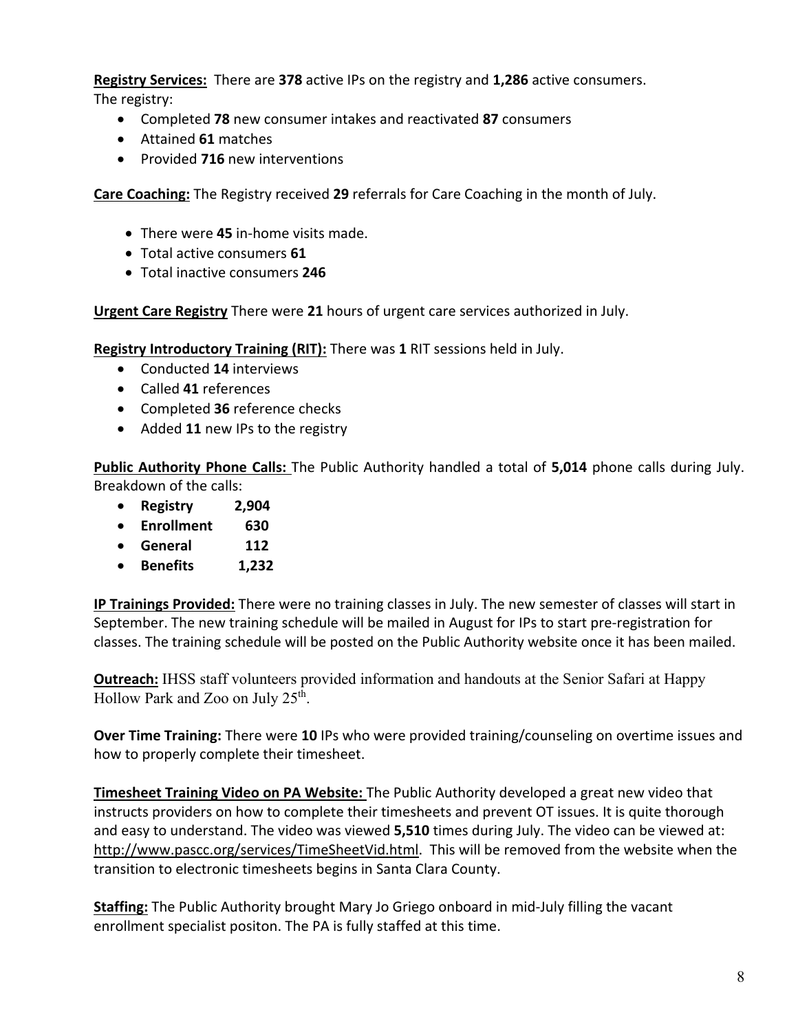**Registry Services:** There are **378** active IPs on the registry and **1,286** active consumers. The registry:

- Completed **78** new consumer intakes and reactivated **87** consumers
- Attained **61** matches
- Provided **716** new interventions

**Care Coaching:** The Registry received **29** referrals for Care Coaching in the month of July.

- There were **45** in-home visits made.
- Total active consumers **61**
- Total inactive consumers **246**

**Urgent Care Registry** There were **21** hours of urgent care services authorized in July.

**Registry Introductory Training (RIT):** There was **1** RIT sessions held in July.

- Conducted **14** interviews
- Called **41** references
- Completed **36** reference checks
- Added **11** new IPs to the registry

**Public Authority Phone Calls:** The Public Authority handled a total of **5,014** phone calls during July. Breakdown of the calls:

- **Registry 2,904**
- **Enrollment 630**
- **General 112**
- **Benefits 1,232**

**IP Trainings Provided:** There were no training classes in July. The new semester of classes will start in September. The new training schedule will be mailed in August for IPs to start pre-registration for classes. The training schedule will be posted on the Public Authority website once it has been mailed.

**Outreach:** IHSS staff volunteers provided information and handouts at the Senior Safari at Happy Hollow Park and Zoo on July 25th.

**Over Time Training:** There were **10** IPs who were provided training/counseling on overtime issues and how to properly complete their timesheet.

**Timesheet Training Video on PA Website:** The Public Authority developed a great new video that instructs providers on how to complete their timesheets and prevent OT issues. It is quite thorough and easy to understand. The video was viewed **5,510** times during July. The video can be viewed at: http://www.pascc.org/services/TimeSheetVid.html. This will be removed from the website when the transition to electronic timesheets begins in Santa Clara County.

**Staffing:** The Public Authority brought Mary Jo Griego onboard in mid-July filling the vacant enrollment specialist positon. The PA is fully staffed at this time.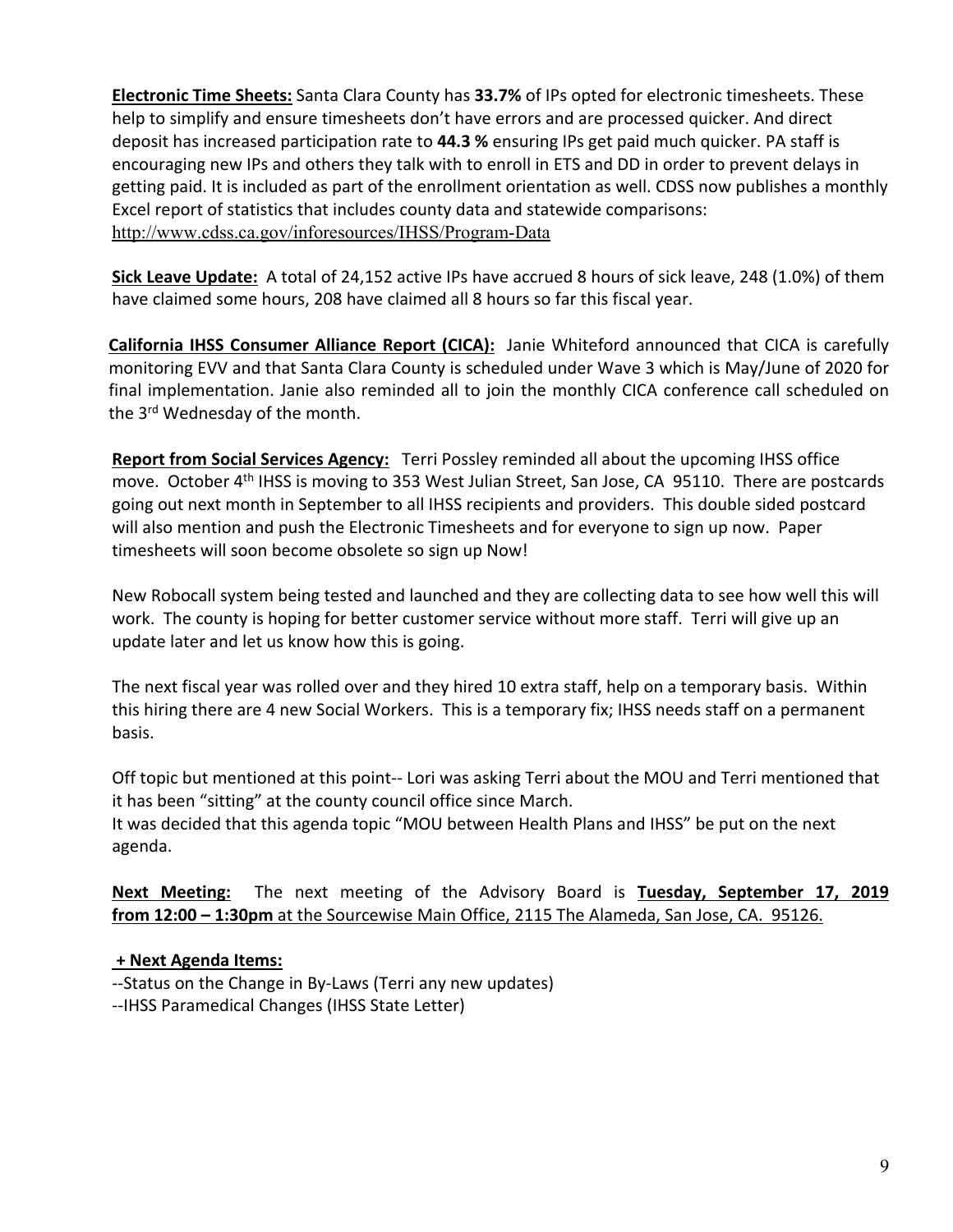**Electronic Time Sheets:** Santa Clara County has **33.7%** of IPs opted for electronic timesheets. These help to simplify and ensure timesheets don't have errors and are processed quicker. And direct deposit has increased participation rate to **44.3 %** ensuring IPs get paid much quicker. PA staff is encouraging new IPs and others they talk with to enroll in ETS and DD in order to prevent delays in getting paid. It is included as part of the enrollment orientation as well. CDSS now publishes a monthly Excel report of statistics that includes county data and statewide comparisons: http://www.cdss.ca.gov/inforesources/IHSS/Program-Data

**Sick Leave Update:** A total of 24,152 active IPs have accrued 8 hours of sick leave, 248 (1.0%) of them have claimed some hours, 208 have claimed all 8 hours so far this fiscal year.

**California IHSS Consumer Alliance Report (CICA):** Janie Whiteford announced that CICA is carefully monitoring EVV and that Santa Clara County is scheduled under Wave 3 which is May/June of 2020 for final implementation. Janie also reminded all to join the monthly CICA conference call scheduled on the 3rd Wednesday of the month.

**Report from Social Services Agency:** Terri Possley reminded all about the upcoming IHSS office move. October 4th IHSS is moving to 353 West Julian Street, San Jose, CA 95110. There are postcards going out next month in September to all IHSS recipients and providers. This double sided postcard will also mention and push the Electronic Timesheets and for everyone to sign up now. Paper timesheets will soon become obsolete so sign up Now!

New Robocall system being tested and launched and they are collecting data to see how well this will work. The county is hoping for better customer service without more staff. Terri will give up an update later and let us know how this is going.

The next fiscal year was rolled over and they hired 10 extra staff, help on a temporary basis. Within this hiring there are 4 new Social Workers. This is a temporary fix; IHSS needs staff on a permanent basis.

Off topic but mentioned at this point-- Lori was asking Terri about the MOU and Terri mentioned that it has been "sitting" at the county council office since March.
It was decided that this agenda topic "MOU between Health Plans and IHSS" be put on the next agenda.

**Next Meeting:** The next meeting of the Advisory Board is **Tuesday, September 17, 2019 from 12:00 – 1:30pm** at the Sourcewise Main Office, 2115 The Alameda, San Jose, CA. 95126.

**+ Next Agenda Items:**

--Status on the Change in By-Laws (Terri any new updates)
--IHSS Paramedical Changes (IHSS State Letter)